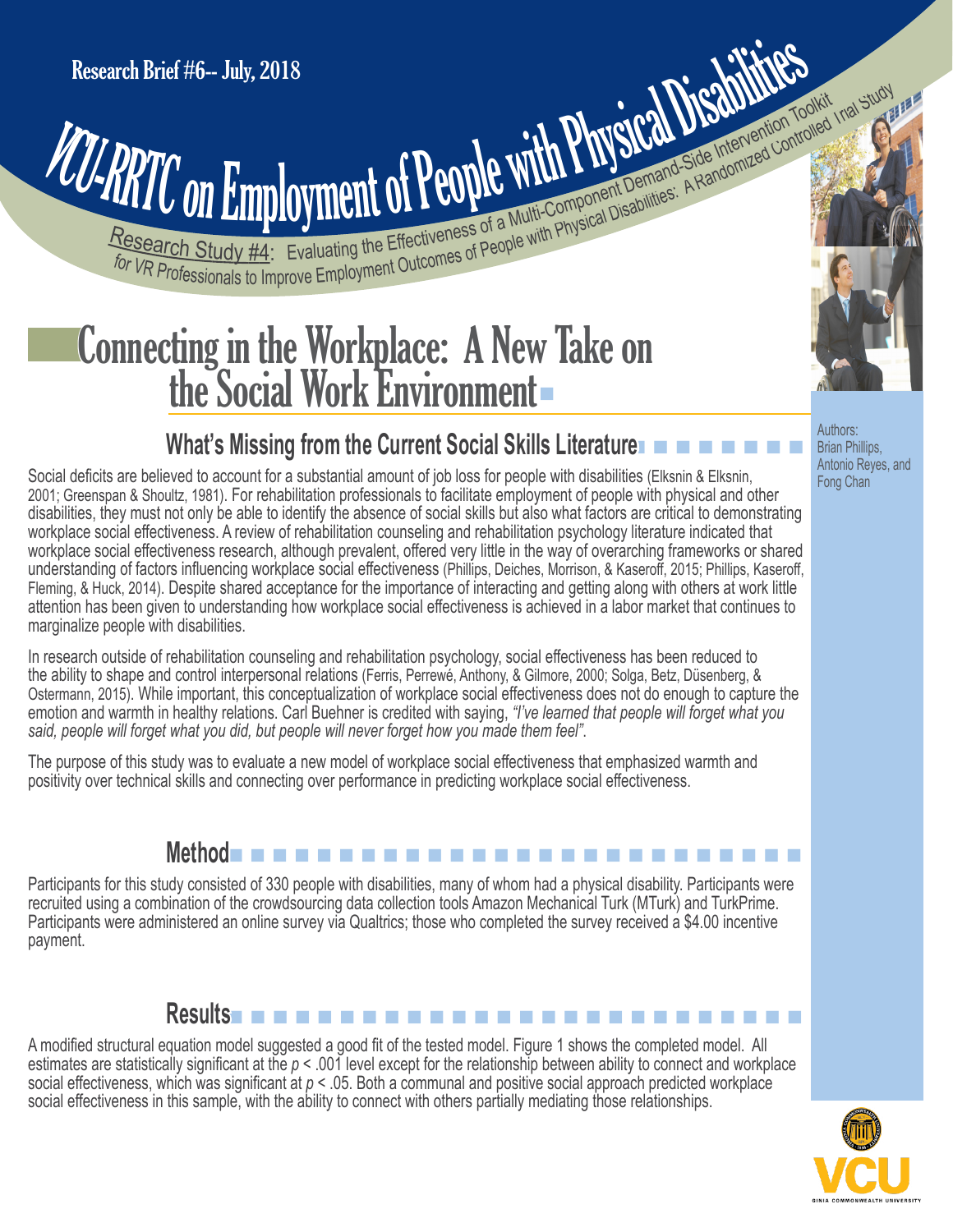Research Brief #6-- July, 2018

# VCU-RRTC on Employment of People with Physical Disabilities

Research Study #4: Evaluating the Effectiveness of a Multi-Component Demand-Side Intervention Toolkit for VR Professionals to Improve Employment Outcomes of People with Physical Disabilities: A Randomized Controlled Trial Study

# Connecting in the Workplace: A New Take on the Social Work Environment

Authors: Brian Phillips, Antonio Reyes, and Fong Chan

## What's Missing from the Current Social Skills Literature

Social deficits are believed to account for a substantial amount of job loss for people with disabilities (Elksnin & Elksnin, 2001; Greenspan & Shoultz, 1981). For rehabilitation professionals to facilitate employment of people with physical and other disabilities, they must not only be able to identify the absence of social skills but also what factors are critical to demonstrating workplace social effectiveness. A review of rehabilitation counseling and rehabilitation psychology literature indicated that workplace social effectiveness research, although prevalent, offered very little in the way of overarching frameworks or shared understanding of factors influencing workplace social effectiveness (Phillips, Deiches, Morrison, & Kaseroff, 2015; Phillips, Kaseroff, Fleming, & Huck, 2014). Despite shared acceptance for the importance of interacting and getting along with others at work little attention has been given to understanding how workplace social effectiveness is achieved in a labor market that continues to marginalize people with disabilities.

In research outside of rehabilitation counseling and rehabilitation psychology, social effectiveness has been reduced to the ability to shape and control interpersonal relations (Ferris, Perrewé, Anthony, & Gilmore, 2000; Solga, Betz, Düsenberg, & Ostermann, 2015). While important, this conceptualization of workplace social effectiveness does not do enough to capture the emotion and warmth in healthy relations. Carl Buehner is credited with saying, *"I've learned that people will forget what you said, people will forget what you did, but people will never forget how you made them feel".*

The purpose of this study was to evaluate a new model of workplace social effectiveness that emphasized warmth and positivity over technical skills and connecting over performance in predicting workplace social effectiveness.

## Method

Participants for this study consisted of 330 people with disabilities, many of whom had a physical disability. Participants were recruited using a combination of the crowdsourcing data collection tools Amazon Mechanical Turk (MTurk) and TurkPrime. Participants were administered an online survey via Qualtrics; those who completed the survey received a $4.00 incentive payment.

## Results

A modified structural equation model suggested a good fit of the tested model. Figure 1 shows the completed model. All estimates are statistically significant at the $p < .001$ level except for the relationship between ability to connect and workplace social effectiveness, which was significant at $p < .05$. Both a communal and positive social approach predicted workplace social effectiveness in this sample, with the ability to connect with others partially mediating those relationships.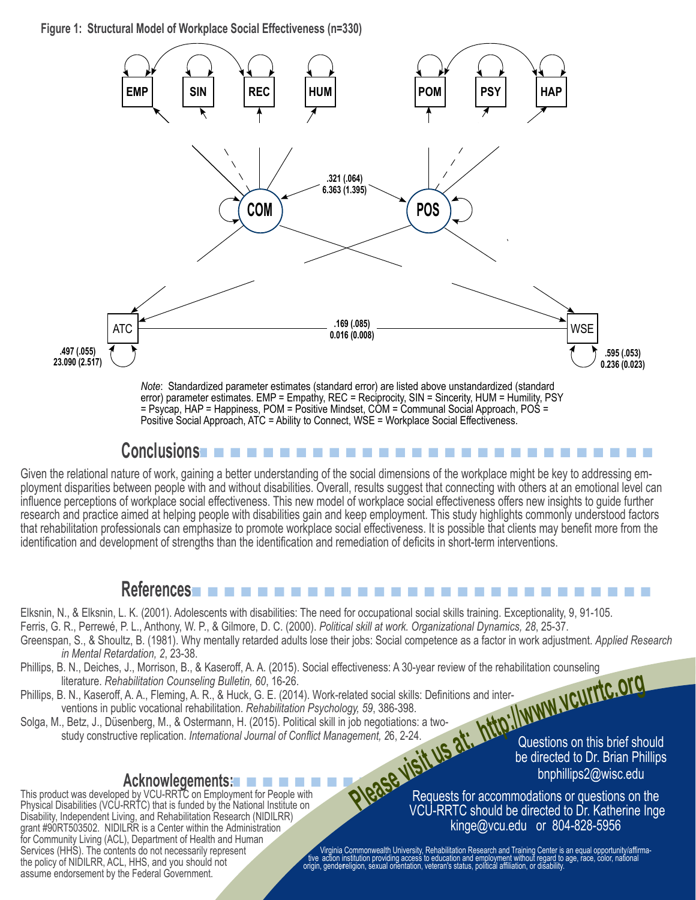**Figure 1: Structural Model of Workplace Social Effectiveness (n=330)**

EMP SIN REC HUM POM PSY HAP

COM POS

.321 (.064)
6.363 (1.395)

ATC WSE

.169 (.085)
0.016 (0.008)

.497 (.055)
23.090 (2.517)

.595 (.053)
0.236 (0.023)

*Note*: Standardized parameter estimates (standard error) are listed above unstandardized (standard error) parameter estimates. EMP = Empathy, REC = Reciprocity, SIN = Sincerity, HUM = Humility, PSY = Psycap, HAP = Happiness, POM = Positive Mindset, COM = Communal Social Approach, POS = Positive Social Approach, ATC = Ability to Connect, WSE = Workplace Social Effectiveness.

## Conclusions

Given the relational nature of work, gaining a better understanding of the social dimensions of the workplace might be key to addressing employment disparities between people with and without disabilities. Overall, results suggest that connecting with others at an emotional level can influence perceptions of workplace social effectiveness. This new model of workplace social effectiveness offers new insights to guide further research and practice aimed at helping people with disabilities gain and keep employment. This study highlights commonly understood factors that rehabilitation professionals can emphasize to promote workplace social effectiveness. It is possible that clients may benefit more from the identification and development of strengths than the identification and remediation of deficits in short-term interventions.

## References

Elksnin, N., & Elksnin, L. K. (2001). Adolescents with disabilities: The need for occupational social skills training. Exceptionality, 9, 91-105.

Ferris, G. R., Perrewé, P. L., Anthony, W. P., & Gilmore, D. C. (2000). *Political skill at work. Organizational Dynamics, 28*, 25-37.

Greenspan, S., & Shoultz, B. (1981). Why mentally retarded adults lose their jobs: Social competence as a factor in work adjustment. *Applied Research in Mental Retardation, 2*, 23-38.

Phillips, B. N., Deiches, J., Morrison, B., & Kaseroff, A. A. (2015). Social effectiveness: A 30-year review of the rehabilitation counseling literature. *Rehabilitation Counseling Bulletin, 60*, 16-26.

Phillips, B. N., Kaseroff, A. A., Fleming, A. R., & Huck, G. E. (2014). Work-related social skills: Definitions and interventions in public vocational rehabilitation. *Rehabilitation Psychology, 59*, 386-398.

Solga, M., Betz, J., Düsenberg, M., & Ostermann, H. (2015). Political skill in job negotiations: a two-study constructive replication. *International Journal of Conflict Management, 2*6, 2-24.

## Acknowledgements:

This product was developed by VCU-RRTC on Employment for People with Physical Disabilities (VCU-RRTC) that is funded by the National Institute on Disability, Independent Living, and Rehabilitation Research (NIDILRR) grant #90RT503502. NIDILRR is a Center within the Administration for Community Living (ACL), Department of Health and Human Services (HHS). The contents do not necessarily represent the policy of NIDILRR, ACL, HHS, and you should not assume endorsement by the Federal Government.

**Please visit us at: http://www.vcurrtc.org**

Questions on this brief should be directed to Dr. Brian Phillips
bnphillips2@wisc.edu

Requests for accommodations or questions on the VCU-RRTC should be directed to Dr. Katherine Inge
kinge@vcu.edu or 804-828-5956

Virginia Commonwealth University, Rehabilitation Research and Training Center is an equal opportunity/affirmative action institution providing access to education and employment without regard to age, race, color, national origin, gender, religion, sexual orientation, veteran's status, political affiliation, or disability.